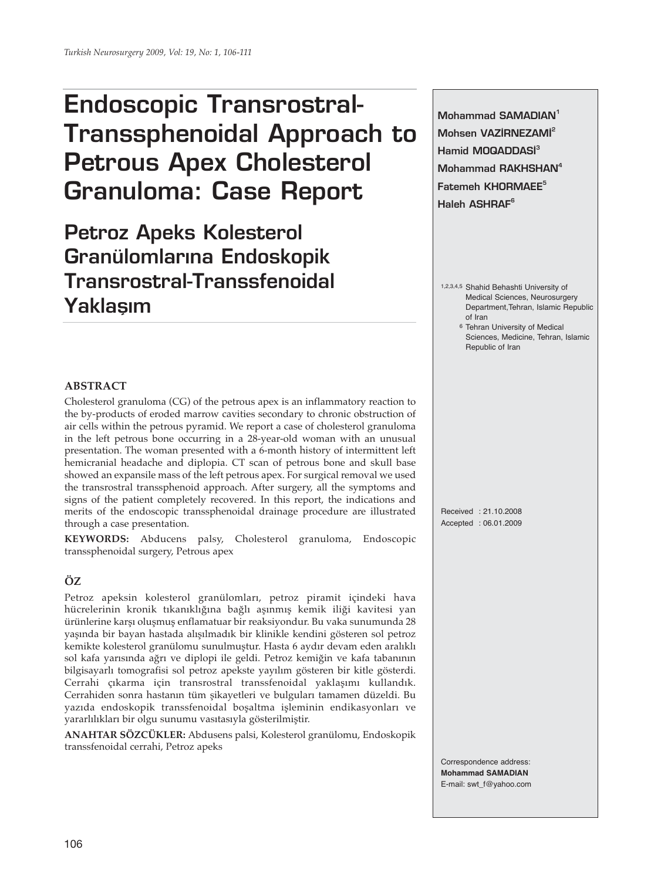# Endoscopic Transrostral-Transsphenoidal Approach to Petrous Apex Cholesterol Granuloma: Case Report

## Petroz Apeks Kolesterol Granülomlarına Endoskopik Transrostral-Transsfenoidal Yaklaşım

**Mohammad SAMADIAN**[1]
**Mohsen VAZİRNEZAMI**[2]
**Hamid MOQADDASI**[3]
**Mohammad RAKHSHAN**[4]
**Fatemeh KHORMAEE**[5]
**Haleh ASHRAF**[6]

[1,2,3,4,5] Shahid Behashti University of Medical Sciences, Neurosurgery Department,Tehran, Islamic Republic of Iran

[6] Tehran University of Medical Sciences, Medicine, Tehran, Islamic Republic of Iran

### ABSTRACT

Cholesterol granuloma (CG) of the petrous apex is an inflammatory reaction to the by-products of eroded marrow cavities secondary to chronic obstruction of air cells within the petrous pyramid. We report a case of cholesterol granuloma in the left petrous bone occurring in a 28-year-old woman with an unusual presentation. The woman presented with a 6-month history of intermittent left hemicranial headache and diplopia. CT scan of petrous bone and skull base showed an expansile mass of the left petrous apex. For surgical removal we used the transrostral transsphenoid approach. After surgery, all the symptoms and signs of the patient completely recovered. In this report, the indications and merits of the endoscopic transsphenoidal drainage procedure are illustrated through a case presentation.

**KEYWORDS:** Abducens palsy, Cholesterol granuloma, Endoscopic transsphenoidal surgery, Petrous apex

### ÖZ

Petroz apeksin kolesterol granülomları, petroz piramit içindeki hava hücrelerinin kronik tıkanıklığına bağlı aşınmış kemik iliği kavitesi yan ürünlerine karşı oluşmuş enflamatuar bir reaksiyondur. Bu vaka sunumunda 28 yaşında bir bayan hastada alışılmadık bir klinikle kendini gösteren sol petroz kemikte kolesterol granülomu sunulmuştur. Hasta 6 aydır devam eden aralıklı sol kafa yarısında ağrı ve diplopi ile geldi. Petroz kemiğin ve kafa tabanının bilgisayarlı tomografisi sol petroz apekste yayılım gösteren bir kitle gösterdi. Cerrahi çıkarma için transrostral transsfenoidal yaklaşımı kullandık. Cerrahiden sonra hastanın tüm şikayetleri ve bulguları tamamen düzeldi. Bu yazıda endoskopik transsfenoidal boşaltma işleminin endikasyonları ve yararlılıkları bir olgu sunumu vasıtasıyla gösterilmiştir.

**ANAHTAR SÖZCÜKLER:** Abdusens palsi, Kolesterol granülomu, Endoskopik transsfenoidal cerrahi, Petroz apeks

Received : 21.10.2008
Accepted : 06.01.2009

Correspondence address:
**Mohammad SAMADIAN**
E-mail: swt_f@yahoo.com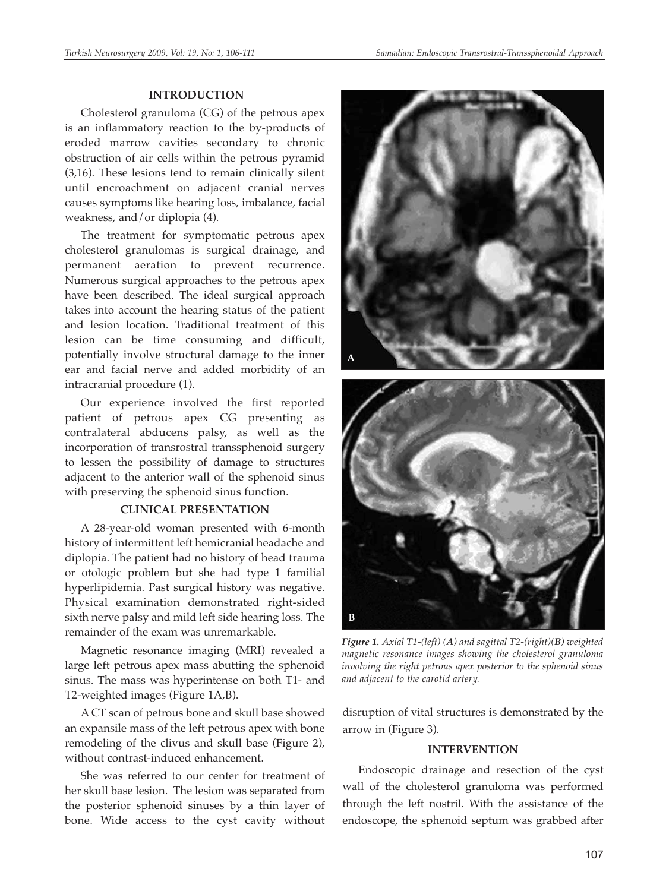## INTRODUCTION

Cholesterol granuloma (CG) of the petrous apex is an inflammatory reaction to the by-products of eroded marrow cavities secondary to chronic obstruction of air cells within the petrous pyramid (3,16). These lesions tend to remain clinically silent until encroachment on adjacent cranial nerves causes symptoms like hearing loss, imbalance, facial weakness, and/or diplopia (4).

The treatment for symptomatic petrous apex cholesterol granulomas is surgical drainage, and permanent aeration to prevent recurrence. Numerous surgical approaches to the petrous apex have been described. The ideal surgical approach takes into account the hearing status of the patient and lesion location. Traditional treatment of this lesion can be time consuming and difficult, potentially involve structural damage to the inner ear and facial nerve and added morbidity of an intracranial procedure (1).

Our experience involved the first reported patient of petrous apex CG presenting as contralateral abducens palsy, as well as the incorporation of transrostral transsphenoid surgery to lessen the possibility of damage to structures adjacent to the anterior wall of the sphenoid sinus with preserving the sphenoid sinus function.

## CLINICAL PRESENTATION

A 28-year-old woman presented with 6-month history of intermittent left hemicranial headache and diplopia. The patient had no history of head trauma or otologic problem but she had type 1 familial hyperlipidemia. Past surgical history was negative. Physical examination demonstrated right-sided sixth nerve palsy and mild left side hearing loss. The remainder of the exam was unremarkable.

Magnetic resonance imaging (MRI) revealed a large left petrous apex mass abutting the sphenoid sinus. The mass was hyperintense on both T1- and T2-weighted images (Figure 1A,B).

A CT scan of petrous bone and skull base showed an expansile mass of the left petrous apex with bone remodeling of the clivus and skull base (Figure 2), without contrast-induced enhancement.

She was referred to our center for treatment of her skull base lesion. The lesion was separated from the posterior sphenoid sinuses by a thin layer of bone. Wide access to the cyst cavity without disruption of vital structures is demonstrated by the arrow in (Figure 3).

*Figure 1. Axial T1-(left) (A) and sagittal T2-(right)(B) weighted magnetic resonance images showing the cholesterol granuloma involving the right petrous apex posterior to the sphenoid sinus and adjacent to the carotid artery.*

## INTERVENTION

Endoscopic drainage and resection of the cyst wall of the cholesterol granuloma was performed through the left nostril. With the assistance of the endoscope, the sphenoid septum was grabbed after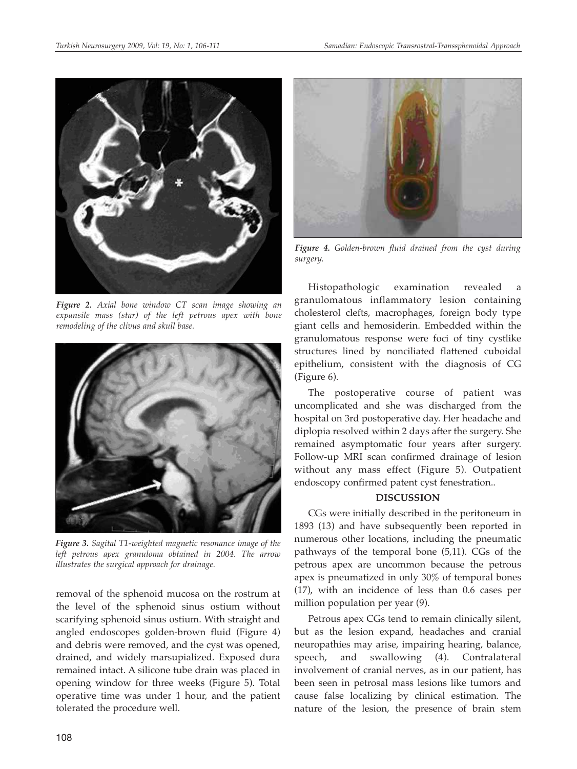*Figure 2. Axial bone window CT scan image showing an expansile mass (star) of the left petrous apex with bone remodeling of the clivus and skull base.*

*Figure 3. Sagital T1-weighted magnetic resonance image of the left petrous apex granuloma obtained in 2004. The arrow illustrates the surgical approach for drainage.*

removal of the sphenoid mucosa on the rostrum at the level of the sphenoid sinus ostium without scarifying sphenoid sinus ostium. With straight and angled endoscopes golden-brown fluid (Figure 4) and debris were removed, and the cyst was opened, drained, and widely marsupialized. Exposed dura remained intact. A silicone tube drain was placed in opening window for three weeks (Figure 5). Total operative time was under 1 hour, and the patient tolerated the procedure well.

*Figure 4. Golden-brown fluid drained from the cyst during surgery.*

Histopathologic examination revealed a granulomatous inflammatory lesion containing cholesterol clefts, macrophages, foreign body type giant cells and hemosiderin. Embedded within the granulomatous response were foci of tiny cystlike structures lined by nonciliated flattened cuboidal epithelium, consistent with the diagnosis of CG (Figure 6).

The postoperative course of patient was uncomplicated and she was discharged from the hospital on 3rd postoperative day. Her headache and diplopia resolved within 2 days after the surgery. She remained asymptomatic four years after surgery. Follow-up MRI scan confirmed drainage of lesion without any mass effect (Figure 5). Outpatient endoscopy confirmed patent cyst fenestration..

## DISCUSSION

CGs were initially described in the peritoneum in 1893 (13) and have subsequently been reported in numerous other locations, including the pneumatic pathways of the temporal bone (5,11). CGs of the petrous apex are uncommon because the petrous apex is pneumatized in only 30% of temporal bones (17), with an incidence of less than 0.6 cases per million population per year (9).

Petrous apex CGs tend to remain clinically silent, but as the lesion expand, headaches and cranial neuropathies may arise, impairing hearing, balance, speech, and swallowing (4). Contralateral involvement of cranial nerves, as in our patient, has been seen in petrosal mass lesions like tumors and cause false localizing by clinical estimation. The nature of the lesion, the presence of brain stem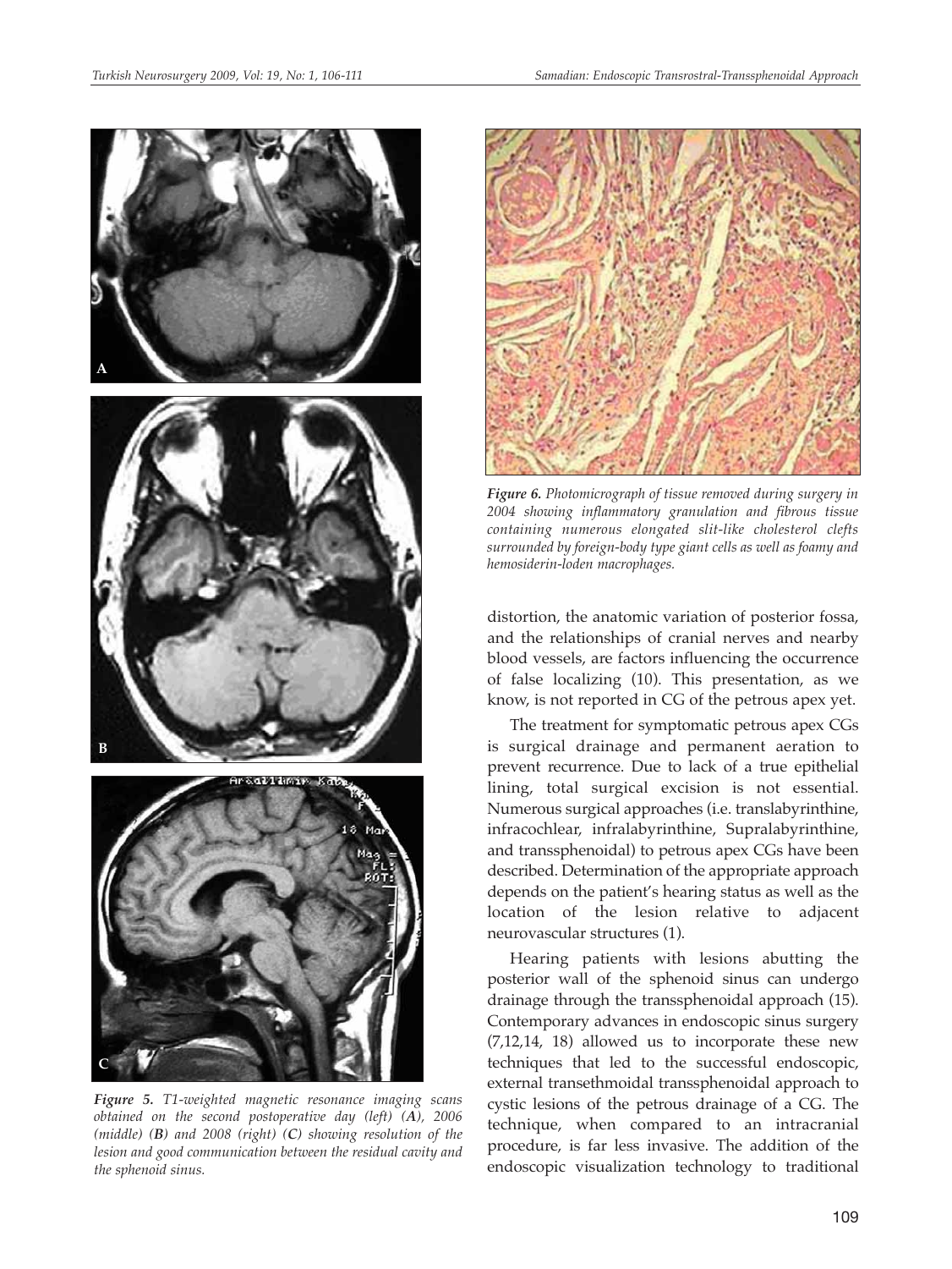*Figure 5. T1-weighted magnetic resonance imaging scans obtained on the second postoperative day (left) (**A**), 2006 (middle) (**B**) and 2008 (right) (**C**) showing resolution of the lesion and good communication between the residual cavity and the sphenoid sinus.*

*Figure 6. Photomicrograph of tissue removed during surgery in 2004 showing inflammatory granulation and fibrous tissue containing numerous elongated slit-like cholesterol clefts surrounded by foreign-body type giant cells as well as foamy and hemosiderin-loden macrophages.*

distortion, the anatomic variation of posterior fossa, and the relationships of cranial nerves and nearby blood vessels, are factors influencing the occurrence of false localizing (10). This presentation, as we know, is not reported in CG of the petrous apex yet.

The treatment for symptomatic petrous apex CGs is surgical drainage and permanent aeration to prevent recurrence. Due to lack of a true epithelial lining, total surgical excision is not essential. Numerous surgical approaches (i.e. translabyrinthine, infracochlear, infralabyrinthine, Supralabyrinthine, and transsphenoidal) to petrous apex CGs have been described. Determination of the appropriate approach depends on the patient's hearing status as well as the location of the lesion relative to adjacent neurovascular structures (1).

Hearing patients with lesions abutting the posterior wall of the sphenoid sinus can undergo drainage through the transsphenoidal approach (15). Contemporary advances in endoscopic sinus surgery (7,12,14, 18) allowed us to incorporate these new techniques that led to the successful endoscopic, external transethmoidal transsphenoidal approach to cystic lesions of the petrous drainage of a CG. The technique, when compared to an intracranial procedure, is far less invasive. The addition of the endoscopic visualization technology to traditional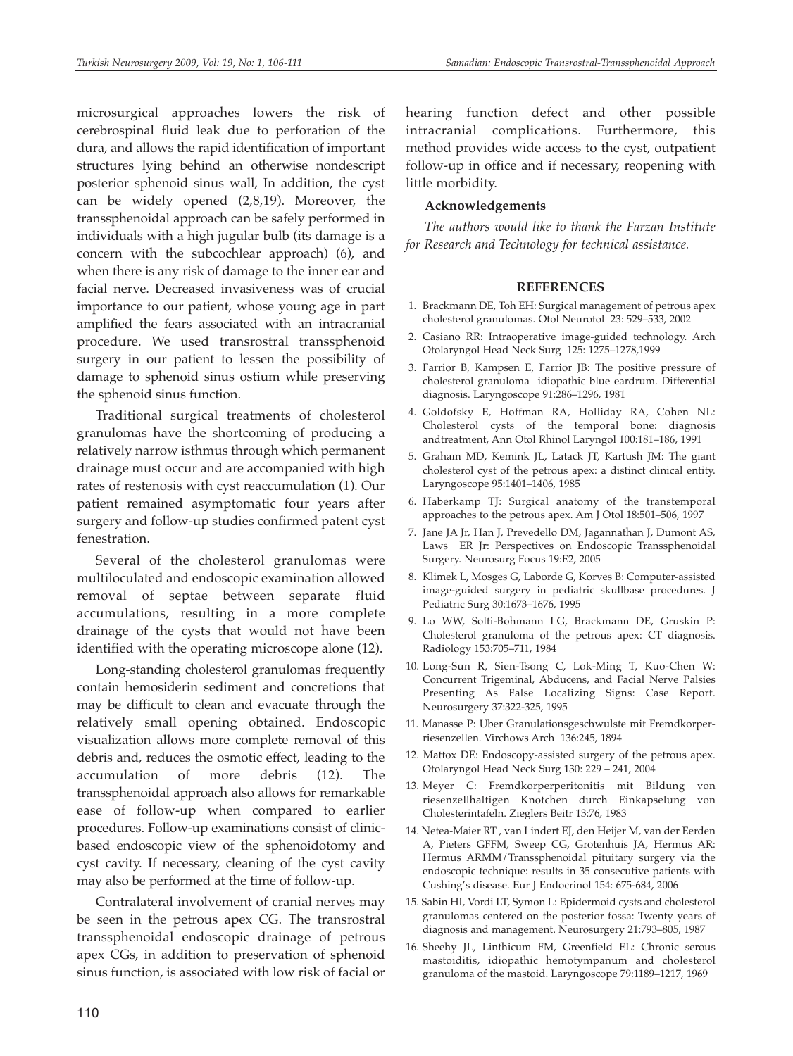microsurgical approaches lowers the risk of cerebrospinal fluid leak due to perforation of the dura, and allows the rapid identification of important structures lying behind an otherwise nondescript posterior sphenoid sinus wall, In addition, the cyst can be widely opened (2,8,19). Moreover, the transsphenoidal approach can be safely performed in individuals with a high jugular bulb (its damage is a concern with the subcochlear approach) (6), and when there is any risk of damage to the inner ear and facial nerve. Decreased invasiveness was of crucial importance to our patient, whose young age in part amplified the fears associated with an intracranial procedure. We used transrostral transsphenoid surgery in our patient to lessen the possibility of damage to sphenoid sinus ostium while preserving the sphenoid sinus function.

Traditional surgical treatments of cholesterol granulomas have the shortcoming of producing a relatively narrow isthmus through which permanent drainage must occur and are accompanied with high rates of restenosis with cyst reaccumulation (1). Our patient remained asymptomatic four years after surgery and follow-up studies confirmed patent cyst fenestration.

Several of the cholesterol granulomas were multiloculated and endoscopic examination allowed removal of septae between separate fluid accumulations, resulting in a more complete drainage of the cysts that would not have been identified with the operating microscope alone (12).

Long-standing cholesterol granulomas frequently contain hemosiderin sediment and concretions that may be difficult to clean and evacuate through the relatively small opening obtained. Endoscopic visualization allows more complete removal of this debris and, reduces the osmotic effect, leading to the accumulation of more debris (12). The transsphenoidal approach also allows for remarkable ease of follow-up when compared to earlier procedures. Follow-up examinations consist of clinic-based endoscopic view of the sphenoidotomy and cyst cavity. If necessary, cleaning of the cyst cavity may also be performed at the time of follow-up.

Contralateral involvement of cranial nerves may be seen in the petrous apex CG. The transrostral transsphenoidal endoscopic drainage of petrous apex CGs, in addition to preservation of sphenoid sinus function, is associated with low risk of facial or hearing function defect and other possible intracranial complications. Furthermore, this method provides wide access to the cyst, outpatient follow-up in office and if necessary, reopening with little morbidity.

### Acknowledgements

*The authors would like to thank the Farzan Institute for Research and Technology for technical assistance.*

### REFERENCES

1. Brackmann DE, Toh EH: Surgical management of petrous apex cholesterol granulomas. Otol Neurotol 23: 529–533, 2002
2. Casiano RR: Intraoperative image-guided technology. Arch Otolaryngol Head Neck Surg 125: 1275–1278,1999
3. Farrior B, Kampsen E, Farrior JB: The positive pressure of cholesterol granuloma idiopathic blue eardrum. Differential diagnosis. Laryngoscope 91:286–1296, 1981
4. Goldofsky E, Hoffman RA, Holliday RA, Cohen NL: Cholesterol cysts of the temporal bone: diagnosis andtreatment, Ann Otol Rhinol Laryngol 100:181–186, 1991
5. Graham MD, Kemink JL, Latack JT, Kartush JM: The giant cholesterol cyst of the petrous apex: a distinct clinical entity. Laryngoscope 95:1401–1406, 1985
6. Haberkamp TJ: Surgical anatomy of the transtemporal approaches to the petrous apex. Am J Otol 18:501–506, 1997
7. Jane JA Jr, Han J, Prevedello DM, Jagannathan J, Dumont AS, Laws ER Jr: Perspectives on Endoscopic Transsphenoidal Surgery. Neurosurg Focus 19:E2, 2005
8. Klimek L, Mosges G, Laborde G, Korves B: Computer-assisted image-guided surgery in pediatric skullbase procedures. J Pediatric Surg 30:1673–1676, 1995
9. Lo WW, Solti-Bohmann LG, Brackmann DE, Gruskin P: Cholesterol granuloma of the petrous apex: CT diagnosis. Radiology 153:705–711, 1984
10. Long-Sun R, Sien-Tsong C, Lok-Ming T, Kuo-Chen W: Concurrent Trigeminal, Abducens, and Facial Nerve Palsies Presenting As False Localizing Signs: Case Report. Neurosurgery 37:322-325, 1995
11. Manasse P: Uber Granulationsgeschwulste mit Fremdkorper-riesenzellen. Virchows Arch 136:245, 1894
12. Mattox DE: Endoscopy-assisted surgery of the petrous apex. Otolaryngol Head Neck Surg 130: 229 – 241, 2004
13. Meyer C: Fremdkorperperitonitis mit Bildung von riesenzellhaltigen Knotchen durch Einkapselung von Cholesterintafeln. Zieglers Beitr 13:76, 1983
14. Netea-Maier RT , van Lindert EJ, den Heijer M, van der Eerden A, Pieters GFFM, Sweep CG, Grotenhuis JA, Hermus AR: Hermus ARMM/Transsphenoidal pituitary surgery via the endoscopic technique: results in 35 consecutive patients with Cushing's disease. Eur J Endocrinol 154: 675-684, 2006
15. Sabin HI, Vordi LT, Symon L: Epidermoid cysts and cholesterol granulomas centered on the posterior fossa: Twenty years of diagnosis and management. Neurosurgery 21:793–805, 1987
16. Sheehy JL, Linthicum FM, Greenfield EL: Chronic serous mastoiditis, idiopathic hemotympanum and cholesterol granuloma of the mastoid. Laryngoscope 79:1189–1217, 1969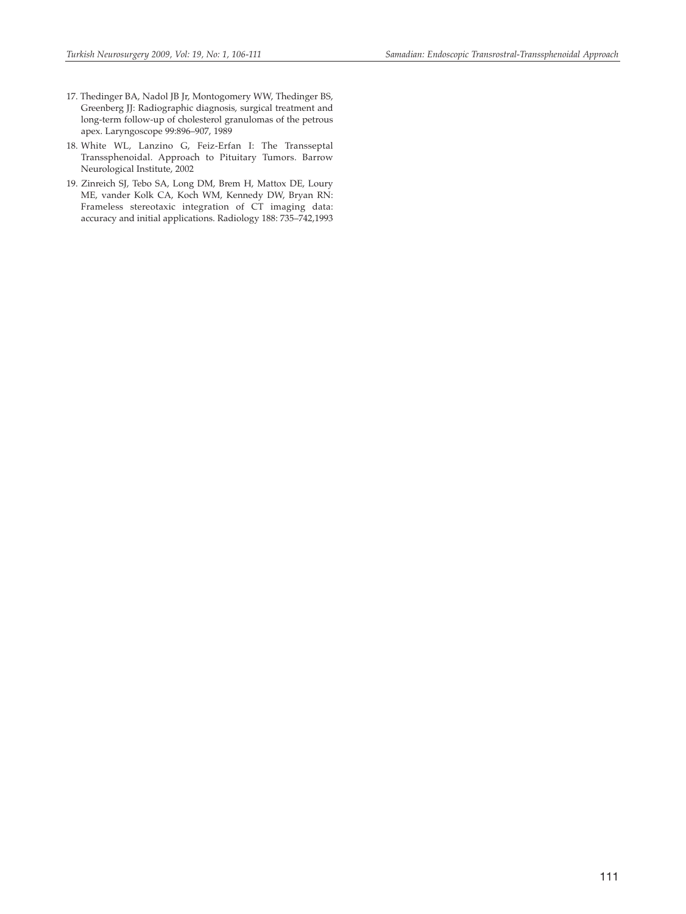17. Thedinger BA, Nadol JB Jr, Montogomery WW, Thedinger BS, Greenberg JJ: Radiographic diagnosis, surgical treatment and long-term follow-up of cholesterol granulomas of the petrous apex. Laryngoscope 99:896–907, 1989
18. White WL, Lanzino G, Feiz-Erfan I: The Transseptal Transsphenoidal. Approach to Pituitary Tumors. Barrow Neurological Institute, 2002
19. Zinreich SJ, Tebo SA, Long DM, Brem H, Mattox DE, Loury ME, vander Kolk CA, Koch WM, Kennedy DW, Bryan RN: Frameless stereotaxic integration of CT imaging data: accuracy and initial applications. Radiology 188: 735–742,1993